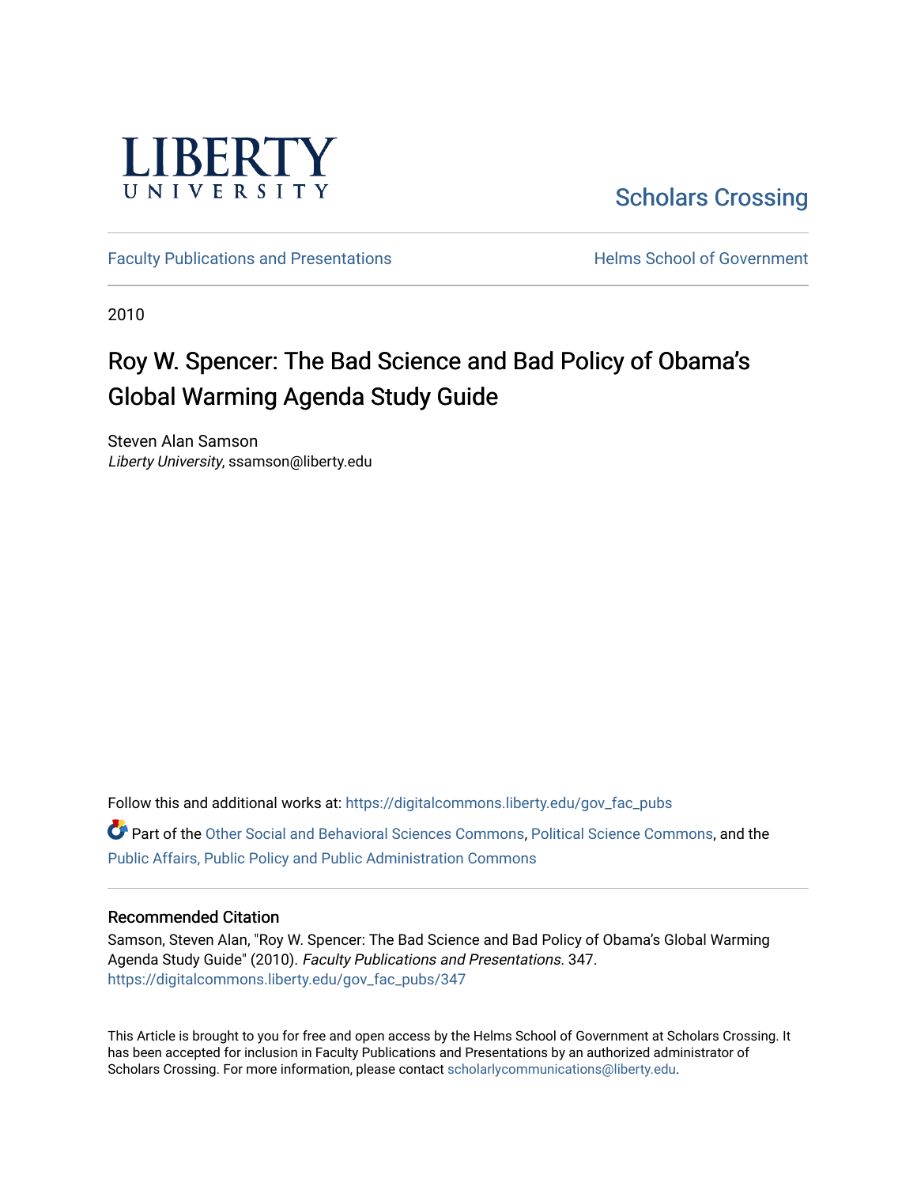LIBERTY UNIVERSITY

Scholars Crossing

Faculty Publications and Presentations

Helms School of Government

2010

# Roy W. Spencer: The Bad Science and Bad Policy of Obama's Global Warming Agenda Study Guide

Steven Alan Samson
*Liberty University*, ssamson@liberty.edu

Follow this and additional works at: https://digitalcommons.liberty.edu/gov_fac_pubs

Part of the Other Social and Behavioral Sciences Commons, Political Science Commons, and the Public Affairs, Public Policy and Public Administration Commons

## Recommended Citation

Samson, Steven Alan, "Roy W. Spencer: The Bad Science and Bad Policy of Obama's Global Warming Agenda Study Guide" (2010). *Faculty Publications and Presentations*. 347.
https://digitalcommons.liberty.edu/gov_fac_pubs/347

This Article is brought to you for free and open access by the Helms School of Government at Scholars Crossing. It has been accepted for inclusion in Faculty Publications and Presentations by an authorized administrator of Scholars Crossing. For more information, please contact scholarlycommunications@liberty.edu.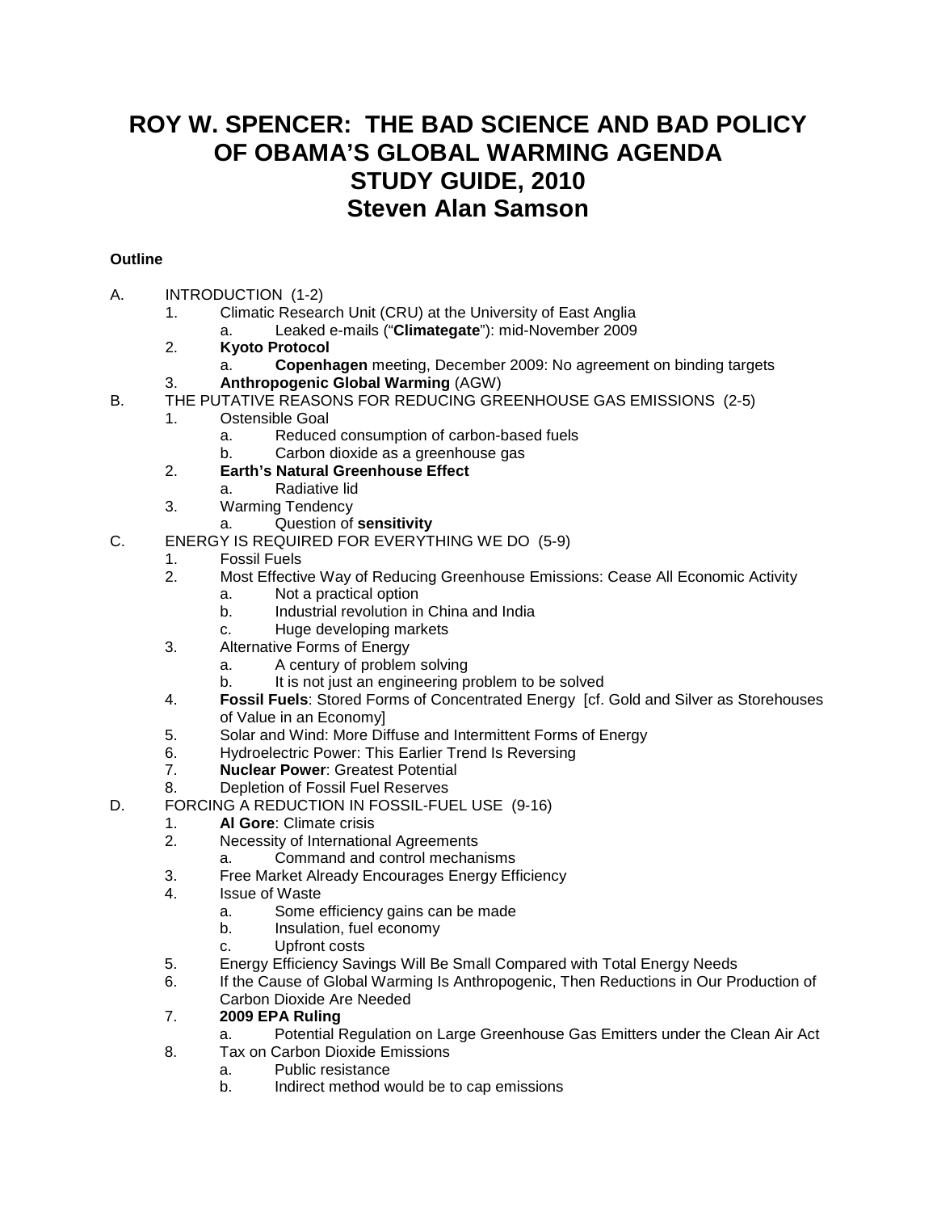# ROY W. SPENCER: THE BAD SCIENCE AND BAD POLICY OF OBAMA'S GLOBAL WARMING AGENDA STUDY GUIDE, 2010 Steven Alan Samson

**Outline**

A. INTRODUCTION (1-2)
   1. Climatic Research Unit (CRU) at the University of East Anglia
      a. Leaked e-mails ("**Climategate**"): mid-November 2009
   2. **Kyoto Protocol**
      a. **Copenhagen** meeting, December 2009: No agreement on binding targets
   3. **Anthropogenic Global Warming** (AGW)

B. THE PUTATIVE REASONS FOR REDUCING GREENHOUSE GAS EMISSIONS (2-5)
   1. Ostensible Goal
      a. Reduced consumption of carbon-based fuels
      b. Carbon dioxide as a greenhouse gas
   2. **Earth's Natural Greenhouse Effect**
      a. Radiative lid
   3. Warming Tendency
      a. Question of **sensitivity**

C. ENERGY IS REQUIRED FOR EVERYTHING WE DO (5-9)
   1. Fossil Fuels
   2. Most Effective Way of Reducing Greenhouse Emissions: Cease All Economic Activity
      a. Not a practical option
      b. Industrial revolution in China and India
      c. Huge developing markets
   3. Alternative Forms of Energy
      a. A century of problem solving
      b. It is not just an engineering problem to be solved
   4. **Fossil Fuels**: Stored Forms of Concentrated Energy [cf. Gold and Silver as Storehouses of Value in an Economy]
   5. Solar and Wind: More Diffuse and Intermittent Forms of Energy
   6. Hydroelectric Power: This Earlier Trend Is Reversing
   7. **Nuclear Power**: Greatest Potential
   8. Depletion of Fossil Fuel Reserves

D. FORCING A REDUCTION IN FOSSIL-FUEL USE (9-16)
   1. **Al Gore**: Climate crisis
   2. Necessity of International Agreements
      a. Command and control mechanisms
   3. Free Market Already Encourages Energy Efficiency
   4. Issue of Waste
      a. Some efficiency gains can be made
      b. Insulation, fuel economy
      c. Upfront costs
   5. Energy Efficiency Savings Will Be Small Compared with Total Energy Needs
   6. If the Cause of Global Warming Is Anthropogenic, Then Reductions in Our Production of Carbon Dioxide Are Needed
   7. **2009 EPA Ruling**
      a. Potential Regulation on Large Greenhouse Gas Emitters under the Clean Air Act
   8. Tax on Carbon Dioxide Emissions
      a. Public resistance
      b. Indirect method would be to cap emissions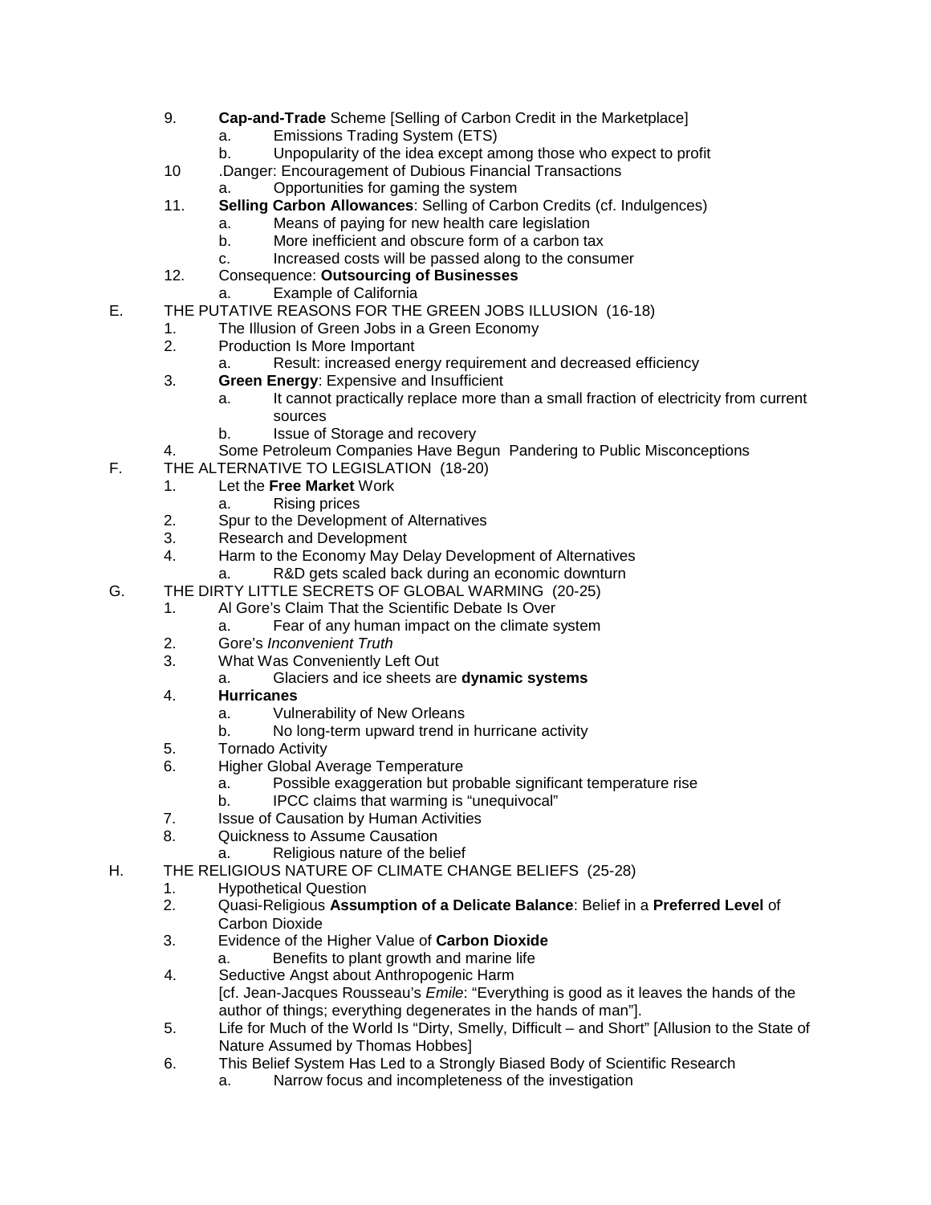9. **Cap-and-Trade** Scheme [Selling of Carbon Credit in the Marketplace]
    a. Emissions Trading System (ETS)
    b. Unpopularity of the idea except among those who expect to profit
10 .Danger: Encouragement of Dubious Financial Transactions
    a. Opportunities for gaming the system
11. **Selling Carbon Allowances**: Selling of Carbon Credits (cf. Indulgences)
    a. Means of paying for new health care legislation
    b. More inefficient and obscure form of a carbon tax
    c. Increased costs will be passed along to the consumer
12. Consequence: **Outsourcing of Businesses**
    a. Example of California

E. THE PUTATIVE REASONS FOR THE GREEN JOBS ILLUSION (16-18)
1. The Illusion of Green Jobs in a Green Economy
2. Production Is More Important
    a. Result: increased energy requirement and decreased efficiency
3. **Green Energy**: Expensive and Insufficient
    a. It cannot practically replace more than a small fraction of electricity from current sources
    b. Issue of Storage and recovery
4. Some Petroleum Companies Have Begun Pandering to Public Misconceptions

F. THE ALTERNATIVE TO LEGISLATION (18-20)
1. Let the **Free Market** Work
    a. Rising prices
2. Spur to the Development of Alternatives
3. Research and Development
4. Harm to the Economy May Delay Development of Alternatives
    a. R&D gets scaled back during an economic downturn

G. THE DIRTY LITTLE SECRETS OF GLOBAL WARMING (20-25)
1. Al Gore's Claim That the Scientific Debate Is Over
    a. Fear of any human impact on the climate system
2. Gore's *Inconvenient Truth*
3. What Was Conveniently Left Out
    a. Glaciers and ice sheets are **dynamic systems**
4. **Hurricanes**
    a. Vulnerability of New Orleans
    b. No long-term upward trend in hurricane activity
5. Tornado Activity
6. Higher Global Average Temperature
    a. Possible exaggeration but probable significant temperature rise
    b. IPCC claims that warming is "unequivocal"
7. Issue of Causation by Human Activities
8. Quickness to Assume Causation
    a. Religious nature of the belief

H. THE RELIGIOUS NATURE OF CLIMATE CHANGE BELIEFS (25-28)
1. Hypothetical Question
2. Quasi-Religious **Assumption of a Delicate Balance**: Belief in a **Preferred Level** of Carbon Dioxide
3. Evidence of the Higher Value of **Carbon Dioxide**
    a. Benefits to plant growth and marine life
4. Seductive Angst about Anthropogenic Harm
   [cf. Jean-Jacques Rousseau's *Emile*: "Everything is good as it leaves the hands of the author of things; everything degenerates in the hands of man"].
5. Life for Much of the World Is "Dirty, Smelly, Difficult – and Short" [Allusion to the State of Nature Assumed by Thomas Hobbes]
6. This Belief System Has Led to a Strongly Biased Body of Scientific Research
    a. Narrow focus and incompleteness of the investigation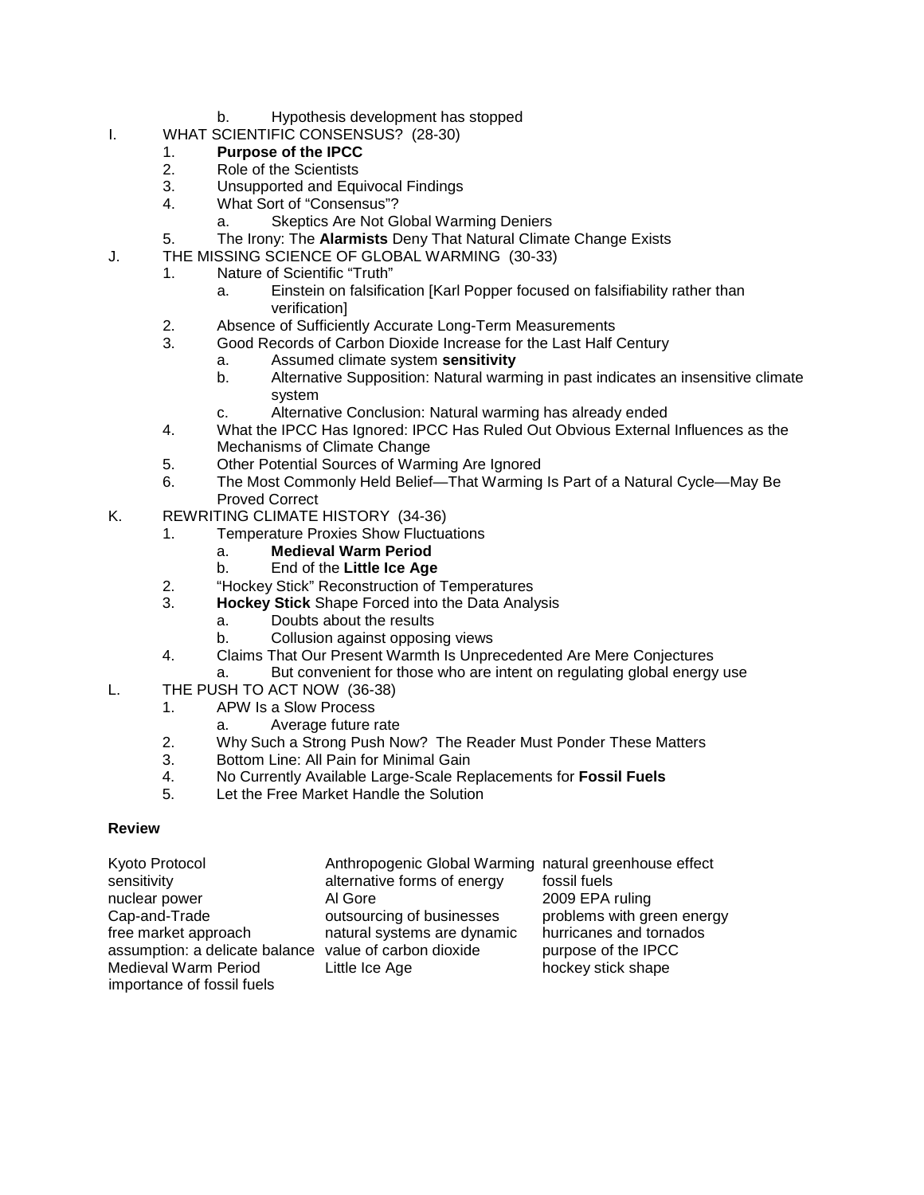b. Hypothesis development has stopped

I. WHAT SCIENTIFIC CONSENSUS? (28-30)
   1. **Purpose of the IPCC**
   2. Role of the Scientists
   3. Unsupported and Equivocal Findings
   4. What Sort of "Consensus"?
      a. Skeptics Are Not Global Warming Deniers
   5. The Irony: The **Alarmists** Deny That Natural Climate Change Exists

J. THE MISSING SCIENCE OF GLOBAL WARMING (30-33)
   1. Nature of Scientific "Truth"
      a. Einstein on falsification [Karl Popper focused on falsifiability rather than verification]
   2. Absence of Sufficiently Accurate Long-Term Measurements
   3. Good Records of Carbon Dioxide Increase for the Last Half Century
      a. Assumed climate system **sensitivity**
      b. Alternative Supposition: Natural warming in past indicates an insensitive climate system
      c. Alternative Conclusion: Natural warming has already ended
   4. What the IPCC Has Ignored: IPCC Has Ruled Out Obvious External Influences as the Mechanisms of Climate Change
   5. Other Potential Sources of Warming Are Ignored
   6. The Most Commonly Held Belief—That Warming Is Part of a Natural Cycle—May Be Proved Correct

K. REWRITING CLIMATE HISTORY (34-36)
   1. Temperature Proxies Show Fluctuations
      a. **Medieval Warm Period**
      b. End of the **Little Ice Age**
   2. "Hockey Stick" Reconstruction of Temperatures
   3. **Hockey Stick** Shape Forced into the Data Analysis
      a. Doubts about the results
      b. Collusion against opposing views
   4. Claims That Our Present Warmth Is Unprecedented Are Mere Conjectures
      a. But convenient for those who are intent on regulating global energy use

L. THE PUSH TO ACT NOW (36-38)
   1. APW Is a Slow Process
      a. Average future rate
   2. Why Such a Strong Push Now? The Reader Must Ponder These Matters
   3. Bottom Line: All Pain for Minimal Gain
   4. No Currently Available Large-Scale Replacements for **Fossil Fuels**
   5. Let the Free Market Handle the Solution

**Review**

| | | |
|---|---|---|
| Kyoto Protocol | Anthropogenic Global Warming | natural greenhouse effect |
| sensitivity | alternative forms of energy | fossil fuels |
| nuclear power | Al Gore | 2009 EPA ruling |
| Cap-and-Trade | outsourcing of businesses | problems with green energy |
| free market approach | natural systems are dynamic | hurricanes and tornados |
| assumption: a delicate balance | value of carbon dioxide | purpose of the IPCC |
| Medieval Warm Period | Little Ice Age | hockey stick shape |
| importance of fossil fuels | | |